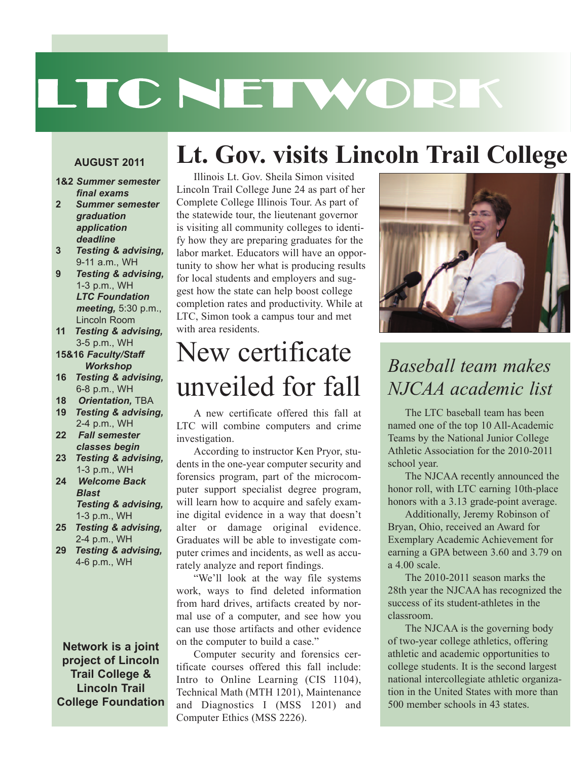# LTC NETWORK

**AUGUST 2011**

- **1&2** ***Summer semester final exams***
- **2** ***Summer semester graduation application deadline***
- **3** ***Testing & advising,*** 9-11 a.m., WH
- **9** ***Testing & advising,*** 1-3 p.m., WH
  ***LTC Foundation meeting,*** 5:30 p.m., Lincoln Room
- **11** ***Testing & advising,*** 3-5 p.m., WH
- **15&16** ***Faculty/Staff Workshop***
- **16** ***Testing & advising,*** 6-8 p.m., WH
- **18** ***Orientation,*** TBA
- **19** ***Testing & advising,*** 2-4 p.m., WH
- **22** ***Fall semester classes begin***
- **23** ***Testing & advising,*** 1-3 p.m., WH
- **24** ***Welcome Back Blast***
  ***Testing & advising,*** 1-3 p.m., WH
- **25** ***Testing & advising,*** 2-4 p.m., WH
- **29** ***Testing & advising,*** 4-6 p.m., WH

**Network is a joint project of Lincoln Trail College & Lincoln Trail College Foundation**

## Lt. Gov. visits Lincoln Trail College

Illinois Lt. Gov. Sheila Simon visited Lincoln Trail College June 24 as part of her Complete College Illinois Tour. As part of the statewide tour, the lieutenant governor is visiting all community colleges to identify how they are preparing graduates for the labor market. Educators will have an opportunity to show her what is producing results for local students and employers and suggest how the state can help boost college completion rates and productivity. While at LTC, Simon took a campus tour and met with area residents.

## New certificate unveiled for fall

A new certificate offered this fall at LTC will combine computers and crime investigation.

According to instructor Ken Pryor, students in the one-year computer security and forensics program, part of the microcomputer support specialist degree program, will learn how to acquire and safely examine digital evidence in a way that doesn't alter or damage original evidence. Graduates will be able to investigate computer crimes and incidents, as well as accurately analyze and report findings.

"We'll look at the way file systems work, ways to find deleted information from hard drives, artifacts created by normal use of a computer, and see how you can use those artifacts and other evidence on the computer to build a case."

Computer security and forensics certificate courses offered this fall include: Intro to Online Learning (CIS 1104), Technical Math (MTH 1201), Maintenance and Diagnostics I (MSS 1201) and Computer Ethics (MSS 2226).

## *Baseball team makes NJCAA academic list*

The LTC baseball team has been named one of the top 10 All-Academic Teams by the National Junior College Athletic Association for the 2010-2011 school year.

The NJCAA recently announced the honor roll, with LTC earning 10th-place honors with a 3.13 grade-point average.

Additionally, Jeremy Robinson of Bryan, Ohio, received an Award for Exemplary Academic Achievement for earning a GPA between 3.60 and 3.79 on a 4.00 scale.

The 2010-2011 season marks the 28th year the NJCAA has recognized the success of its student-athletes in the classroom.

The NJCAA is the governing body of two-year college athletics, offering athletic and academic opportunities to college students. It is the second largest national intercollegiate athletic organization in the United States with more than 500 member schools in 43 states.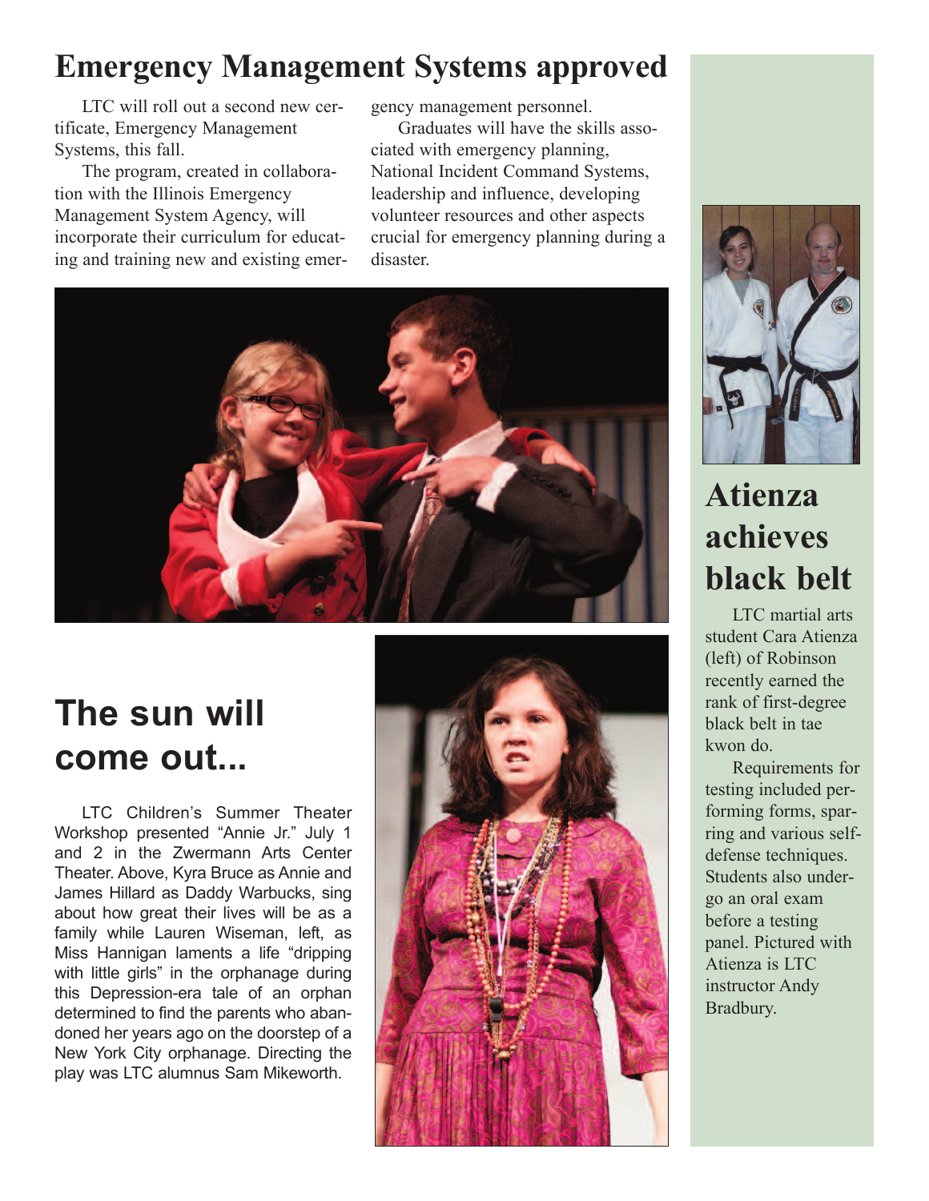# Emergency Management Systems approved

LTC will roll out a second new certificate, Emergency Management Systems, this fall.

The program, created in collaboration with the Illinois Emergency Management System Agency, will incorporate their curriculum for educating and training new and existing emergency management personnel.

Graduates will have the skills associated with emergency planning, National Incident Command Systems, leadership and influence, developing volunteer resources and other aspects crucial for emergency planning during a disaster.

# The sun will come out...

LTC Children's Summer Theater Workshop presented "Annie Jr." July 1 and 2 in the Zwermann Arts Center Theater. Above, Kyra Bruce as Annie and James Hillard as Daddy Warbucks, sing about how great their lives will be as a family while Lauren Wiseman, left, as Miss Hannigan laments a life "dripping with little girls" in the orphanage during this Depression-era tale of an orphan determined to find the parents who abandoned her years ago on the doorstep of a New York City orphanage. Directing the play was LTC alumnus Sam Mikeworth.

# Atienza achieves black belt

LTC martial arts student Cara Atienza (left) of Robinson recently earned the rank of first-degree black belt in tae kwon do.

Requirements for testing included performing forms, sparring and various self-defense techniques. Students also undergo an oral exam before a testing panel. Pictured with Atienza is LTC instructor Andy Bradbury.